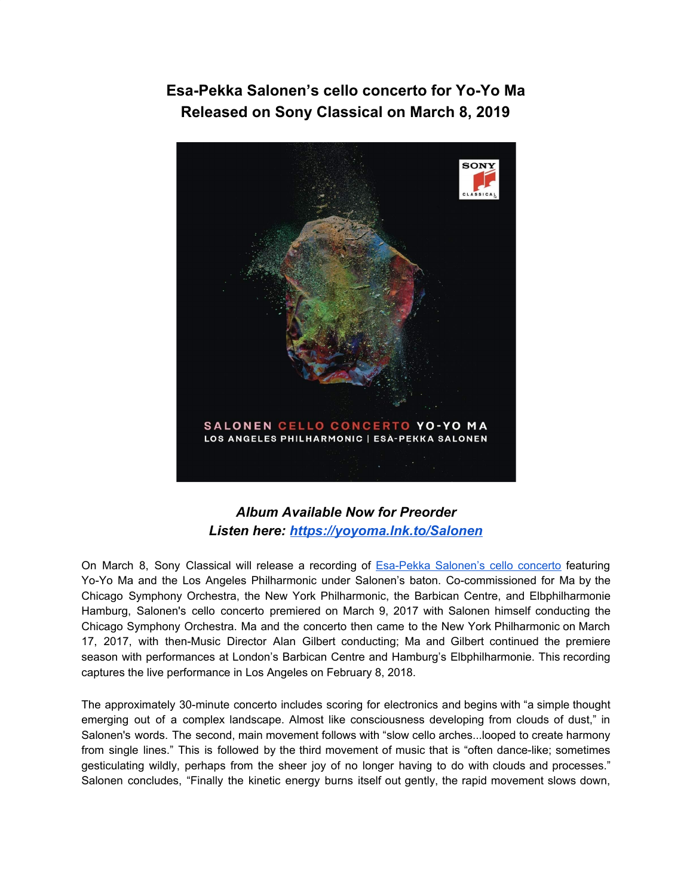# Esa-Pekka Salonen's cello concerto for Yo-Yo Ma
# Released on Sony Classical on March 8, 2019

***Album Available Now for Preorder***
***Listen here: https://yoyoma.lnk.to/Salonen***

On March 8, Sony Classical will release a recording of Esa-Pekka Salonen's cello concerto featuring Yo-Yo Ma and the Los Angeles Philharmonic under Salonen's baton. Co-commissioned for Ma by the Chicago Symphony Orchestra, the New York Philharmonic, the Barbican Centre, and Elbphilharmonie Hamburg, Salonen's cello concerto premiered on March 9, 2017 with Salonen himself conducting the Chicago Symphony Orchestra. Ma and the concerto then came to the New York Philharmonic on March 17, 2017, with then-Music Director Alan Gilbert conducting; Ma and Gilbert continued the premiere season with performances at London's Barbican Centre and Hamburg's Elbphilharmonie. This recording captures the live performance in Los Angeles on February 8, 2018.

The approximately 30-minute concerto includes scoring for electronics and begins with "a simple thought emerging out of a complex landscape. Almost like consciousness developing from clouds of dust," in Salonen's words. The second, main movement follows with "slow cello arches...looped to create harmony from single lines." This is followed by the third movement of music that is "often dance-like; sometimes gesticulating wildly, perhaps from the sheer joy of no longer having to do with clouds and processes." Salonen concludes, "Finally the kinetic energy burns itself out gently, the rapid movement slows down,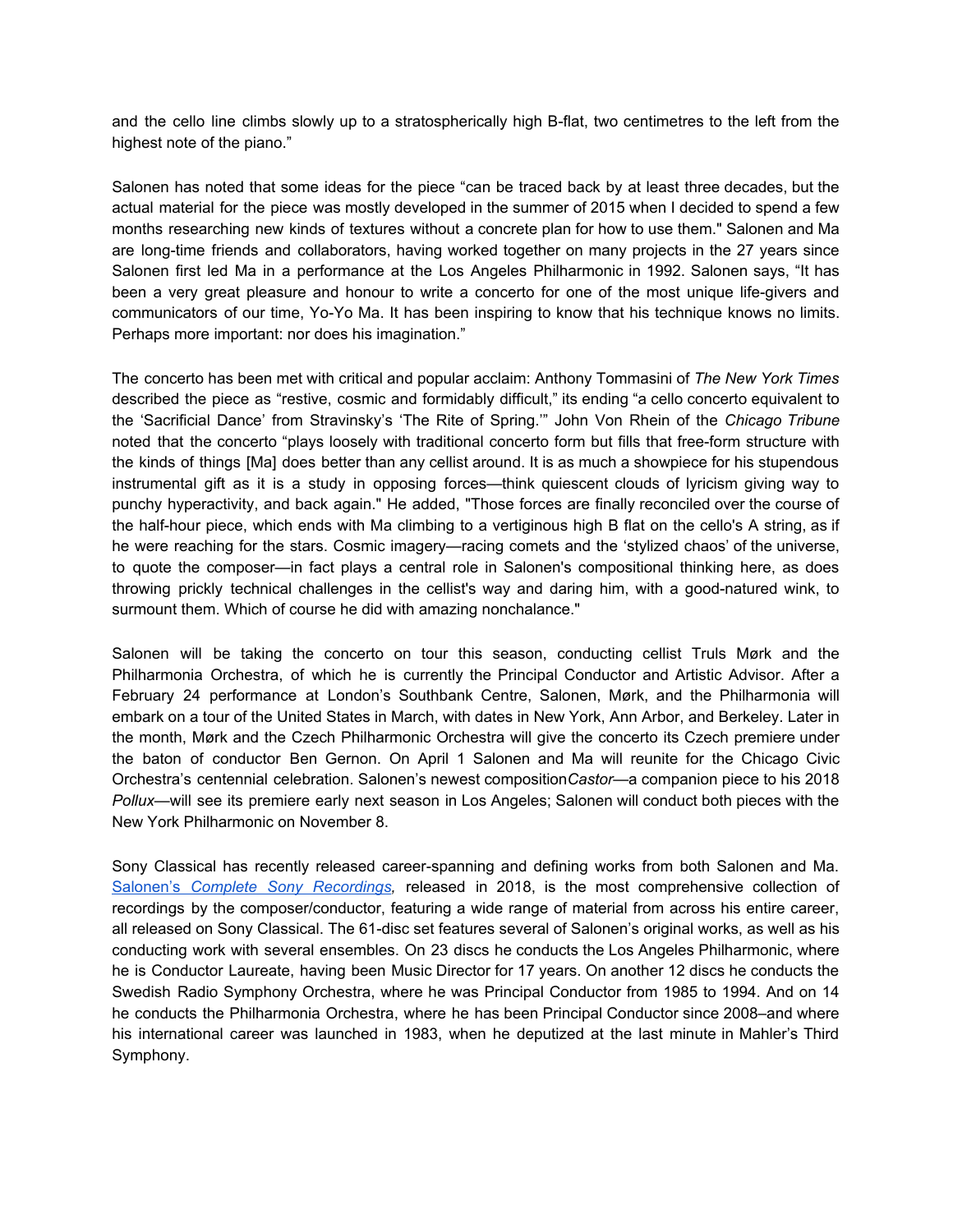and the cello line climbs slowly up to a stratospherically high B-flat, two centimetres to the left from the highest note of the piano."

Salonen has noted that some ideas for the piece "can be traced back by at least three decades, but the actual material for the piece was mostly developed in the summer of 2015 when I decided to spend a few months researching new kinds of textures without a concrete plan for how to use them." Salonen and Ma are long-time friends and collaborators, having worked together on many projects in the 27 years since Salonen first led Ma in a performance at the Los Angeles Philharmonic in 1992. Salonen says, "It has been a very great pleasure and honour to write a concerto for one of the most unique life-givers and communicators of our time, Yo-Yo Ma. It has been inspiring to know that his technique knows no limits. Perhaps more important: nor does his imagination."

The concerto has been met with critical and popular acclaim: Anthony Tommasini of *The New York Times* described the piece as "restive, cosmic and formidably difficult," its ending "a cello concerto equivalent to the 'Sacrificial Dance' from Stravinsky's 'The Rite of Spring.'" John Von Rhein of the *Chicago Tribune* noted that the concerto "plays loosely with traditional concerto form but fills that free-form structure with the kinds of things [Ma] does better than any cellist around. It is as much a showpiece for his stupendous instrumental gift as it is a study in opposing forces—think quiescent clouds of lyricism giving way to punchy hyperactivity, and back again." He added, "Those forces are finally reconciled over the course of the half-hour piece, which ends with Ma climbing to a vertiginous high B flat on the cello's A string, as if he were reaching for the stars. Cosmic imagery—racing comets and the 'stylized chaos' of the universe, to quote the composer—in fact plays a central role in Salonen's compositional thinking here, as does throwing prickly technical challenges in the cellist's way and daring him, with a good-natured wink, to surmount them. Which of course he did with amazing nonchalance."

Salonen will be taking the concerto on tour this season, conducting cellist Truls Mørk and the Philharmonia Orchestra, of which he is currently the Principal Conductor and Artistic Advisor. After a February 24 performance at London's Southbank Centre, Salonen, Mørk, and the Philharmonia will embark on a tour of the United States in March, with dates in New York, Ann Arbor, and Berkeley. Later in the month, Mørk and the Czech Philharmonic Orchestra will give the concerto its Czech premiere under the baton of conductor Ben Gernon. On April 1 Salonen and Ma will reunite for the Chicago Civic Orchestra's centennial celebration. Salonen's newest composition*Castor*—a companion piece to his 2018 *Pollux*—will see its premiere early next season in Los Angeles; Salonen will conduct both pieces with the New York Philharmonic on November 8.

Sony Classical has recently released career-spanning and defining works from both Salonen and Ma. Salonen's *Complete Sony Recordings*, released in 2018, is the most comprehensive collection of recordings by the composer/conductor, featuring a wide range of material from across his entire career, all released on Sony Classical. The 61-disc set features several of Salonen's original works, as well as his conducting work with several ensembles. On 23 discs he conducts the Los Angeles Philharmonic, where he is Conductor Laureate, having been Music Director for 17 years. On another 12 discs he conducts the Swedish Radio Symphony Orchestra, where he was Principal Conductor from 1985 to 1994. And on 14 he conducts the Philharmonia Orchestra, where he has been Principal Conductor since 2008–and where his international career was launched in 1983, when he deputized at the last minute in Mahler's Third Symphony.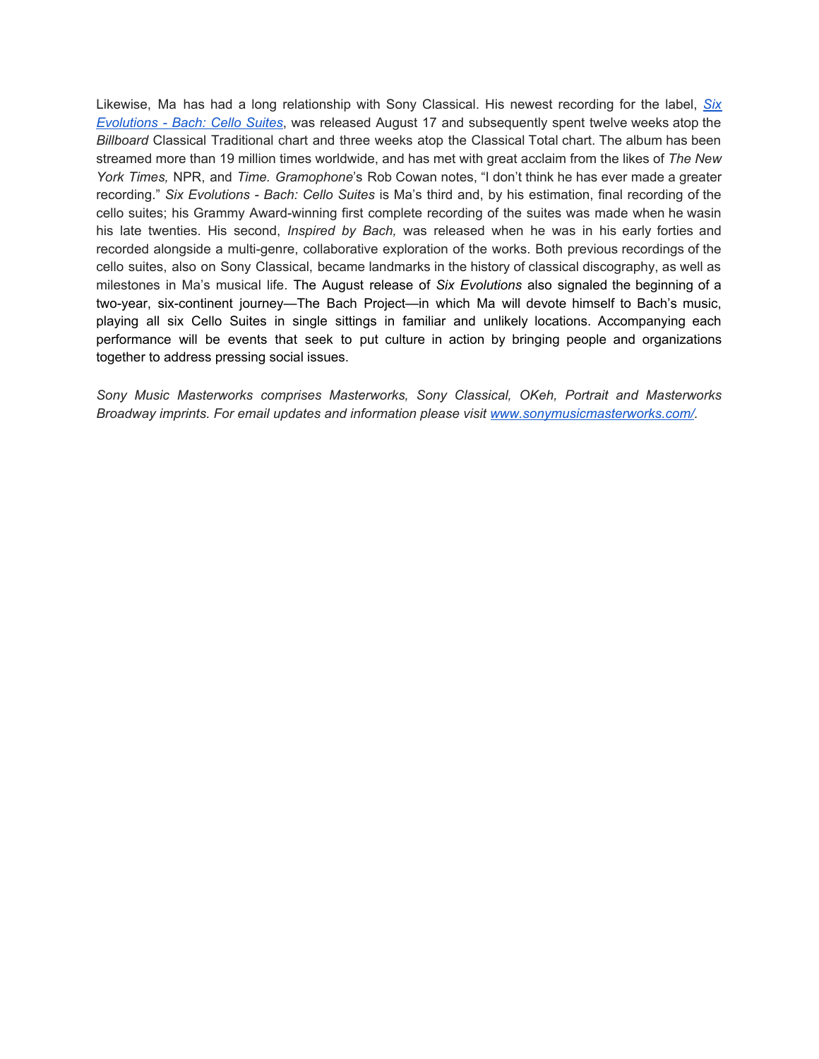Likewise, Ma has had a long relationship with Sony Classical. His newest recording for the label, [*Six Evolutions - Bach: Cello Suites*](), was released August 17 and subsequently spent twelve weeks atop the *Billboard* Classical Traditional chart and three weeks atop the Classical Total chart. The album has been streamed more than 19 million times worldwide, and has met with great acclaim from the likes of *The New York Times,* NPR, and *Time. Gramophone*'s Rob Cowan notes, "I don't think he has ever made a greater recording." *Six Evolutions - Bach: Cello Suites* is Ma's third and, by his estimation, final recording of the cello suites; his Grammy Award-winning first complete recording of the suites was made when he wasin his late twenties. His second, *Inspired by Bach,* was released when he was in his early forties and recorded alongside a multi-genre, collaborative exploration of the works. Both previous recordings of the cello suites, also on Sony Classical, became landmarks in the history of classical discography, as well as milestones in Ma's musical life. The August release of *Six Evolutions* also signaled the beginning of a two-year, six-continent journey—The Bach Project—in which Ma will devote himself to Bach's music, playing all six Cello Suites in single sittings in familiar and unlikely locations. Accompanying each performance will be events that seek to put culture in action by bringing people and organizations together to address pressing social issues.

*Sony Music Masterworks comprises Masterworks, Sony Classical, OKeh, Portrait and Masterworks Broadway imprints. For email updates and information please visit [www.sonymusicmasterworks.com/](www.sonymusicmasterworks.com/).*